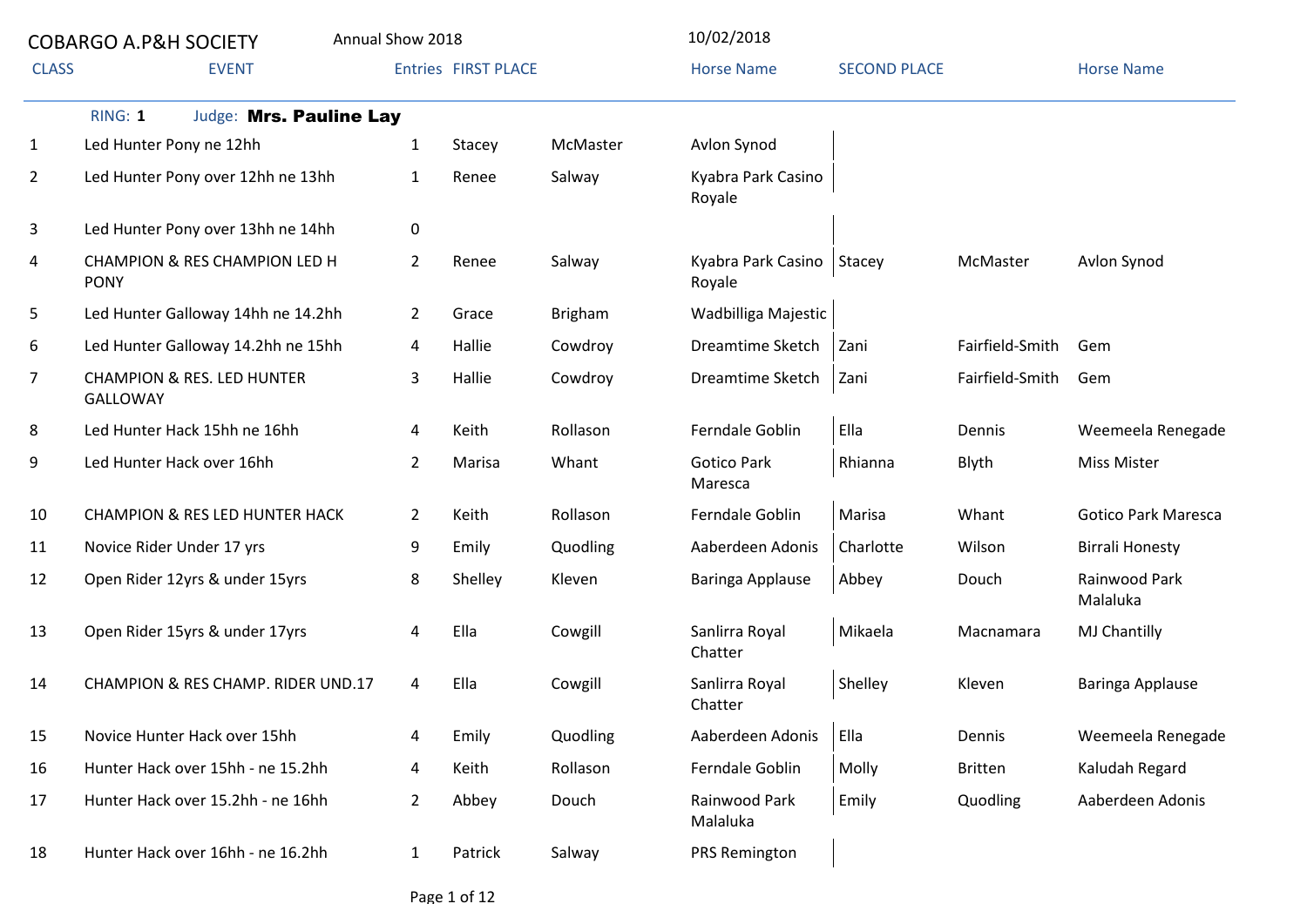COBARGO A.P&H SOCIETY    Annual Show 2018    10/02/2018

RING: **1**    Judge: **Mrs. Pauline Lay**

| CLASS | EVENT | Entries | FIRST PLACE | | Horse Name | SECOND PLACE | | Horse Name |
|---|---|---|---|---|---|---|---|---|
| 1 | Led Hunter Pony ne 12hh | 1 | Stacey | McMaster | Avlon Synod | | | |
| 2 | Led Hunter Pony over 12hh ne 13hh | 1 | Renee | Salway | Kyabra Park Casino Royale | | | |
| 3 | Led Hunter Pony over 13hh ne 14hh | 0 | | | | | | |
| 4 | CHAMPION & RES CHAMPION LED H PONY | 2 | Renee | Salway | Kyabra Park Casino Royale | Stacey | McMaster | Avlon Synod |
| 5 | Led Hunter Galloway 14hh ne 14.2hh | 2 | Grace | Brigham | Wadbilliga Majestic | | | |
| 6 | Led Hunter Galloway 14.2hh ne 15hh | 4 | Hallie | Cowdroy | Dreamtime Sketch | Zani | Fairfield-Smith | Gem |
| 7 | CHAMPION & RES. LED HUNTER GALLOWAY | 3 | Hallie | Cowdroy | Dreamtime Sketch | Zani | Fairfield-Smith | Gem |
| 8 | Led Hunter Hack 15hh ne 16hh | 4 | Keith | Rollason | Ferndale Goblin | Ella | Dennis | Weemeela Renegade |
| 9 | Led Hunter Hack over 16hh | 2 | Marisa | Whant | Gotico Park Maresca | Rhianna | Blyth | Miss Mister |
| 10 | CHAMPION & RES LED HUNTER HACK | 2 | Keith | Rollason | Ferndale Goblin | Marisa | Whant | Gotico Park Maresca |
| 11 | Novice Rider Under 17 yrs | 9 | Emily | Quodling | Aaberdeen Adonis | Charlotte | Wilson | Birrali Honesty |
| 12 | Open Rider 12yrs & under 15yrs | 8 | Shelley | Kleven | Baringa Applause | Abbey | Douch | Rainwood Park Malaluka |
| 13 | Open Rider 15yrs & under 17yrs | 4 | Ella | Cowgill | Sanlirra Royal Chatter | Mikaela | Macnamara | MJ Chantilly |
| 14 | CHAMPION & RES CHAMP. RIDER UND.17 | 4 | Ella | Cowgill | Sanlirra Royal Chatter | Shelley | Kleven | Baringa Applause |
| 15 | Novice Hunter Hack over 15hh | 4 | Emily | Quodling | Aaberdeen Adonis | Ella | Dennis | Weemeela Renegade |
| 16 | Hunter Hack over 15hh - ne 15.2hh | 4 | Keith | Rollason | Ferndale Goblin | Molly | Britten | Kaludah Regard |
| 17 | Hunter Hack over 15.2hh - ne 16hh | 2 | Abbey | Douch | Rainwood Park Malaluka | Emily | Quodling | Aaberdeen Adonis |
| 18 | Hunter Hack over 16hh - ne 16.2hh | 1 | Patrick | Salway | PRS Remington | | | |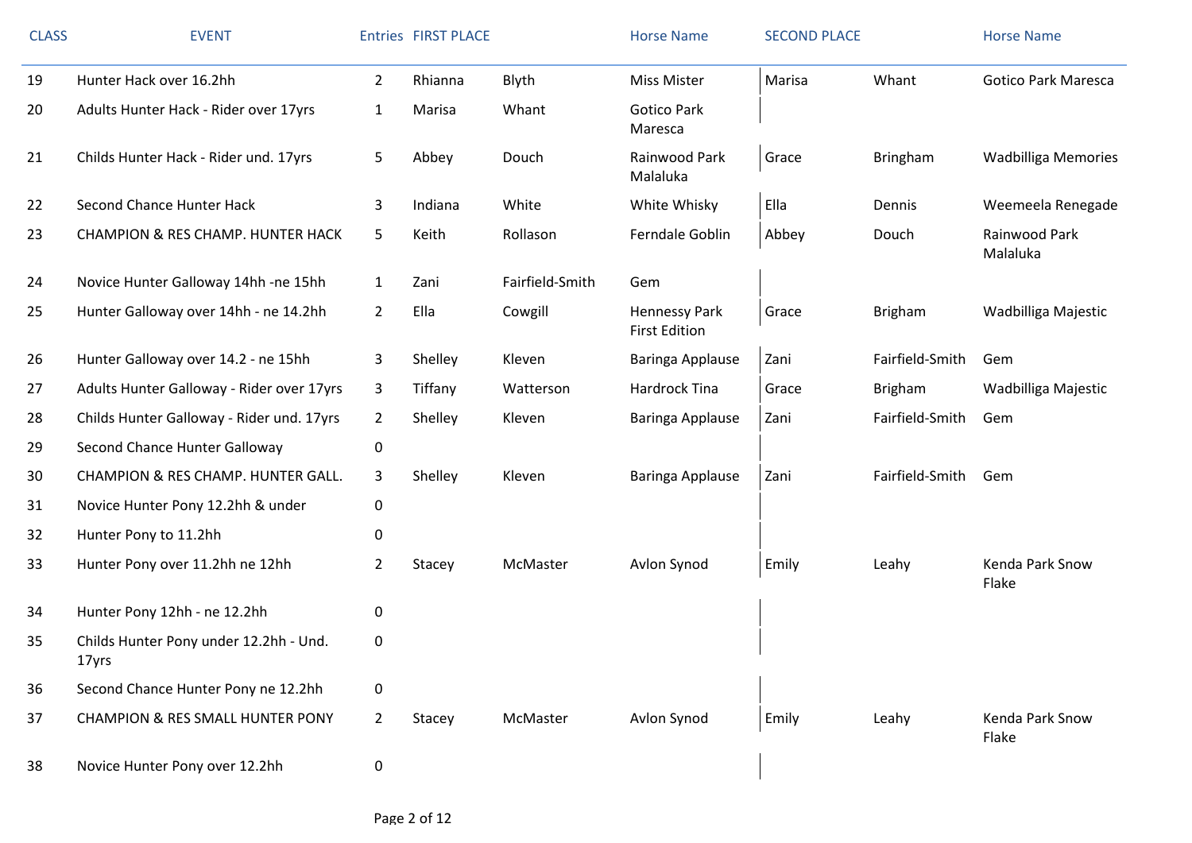| CLASS | EVENT | Entries | FIRST PLACE | | Horse Name | SECOND PLACE | | Horse Name |
|---|---|---|---|---|---|---|---|---|
| 19 | Hunter Hack over 16.2hh | 2 | Rhianna | Blyth | Miss Mister | Marisa | Whant | Gotico Park Maresca |
| 20 | Adults Hunter Hack - Rider over 17yrs | 1 | Marisa | Whant | Gotico Park Maresca | | | |
| 21 | Childs Hunter Hack - Rider und. 17yrs | 5 | Abbey | Douch | Rainwood Park Malaluka | Grace | Bringham | Wadbilliga Memories |
| 22 | Second Chance Hunter Hack | 3 | Indiana | White | White Whisky | Ella | Dennis | Weemeela Renegade |
| 23 | CHAMPION & RES CHAMP. HUNTER HACK | 5 | Keith | Rollason | Ferndale Goblin | Abbey | Douch | Rainwood Park Malaluka |
| 24 | Novice Hunter Galloway 14hh -ne 15hh | 1 | Zani | Fairfield-Smith | Gem | | | |
| 25 | Hunter Galloway over 14hh - ne 14.2hh | 2 | Ella | Cowgill | Hennessy Park First Edition | Grace | Brigham | Wadbilliga Majestic |
| 26 | Hunter Galloway over 14.2 - ne 15hh | 3 | Shelley | Kleven | Baringa Applause | Zani | Fairfield-Smith | Gem |
| 27 | Adults Hunter Galloway - Rider over 17yrs | 3 | Tiffany | Watterson | Hardrock Tina | Grace | Brigham | Wadbilliga Majestic |
| 28 | Childs Hunter Galloway - Rider und. 17yrs | 2 | Shelley | Kleven | Baringa Applause | Zani | Fairfield-Smith | Gem |
| 29 | Second Chance Hunter Galloway | 0 | | | | | | |
| 30 | CHAMPION & RES CHAMP. HUNTER GALL. | 3 | Shelley | Kleven | Baringa Applause | Zani | Fairfield-Smith | Gem |
| 31 | Novice Hunter Pony 12.2hh & under | 0 | | | | | | |
| 32 | Hunter Pony to 11.2hh | 0 | | | | | | |
| 33 | Hunter Pony over 11.2hh ne 12hh | 2 | Stacey | McMaster | Avlon Synod | Emily | Leahy | Kenda Park Snow Flake |
| 34 | Hunter Pony 12hh - ne 12.2hh | 0 | | | | | | |
| 35 | Childs Hunter Pony under 12.2hh - Und. 17yrs | 0 | | | | | | |
| 36 | Second Chance Hunter Pony ne 12.2hh | 0 | | | | | | |
| 37 | CHAMPION & RES SMALL HUNTER PONY | 2 | Stacey | McMaster | Avlon Synod | Emily | Leahy | Kenda Park Snow Flake |
| 38 | Novice Hunter Pony over 12.2hh | 0 | | | | | | |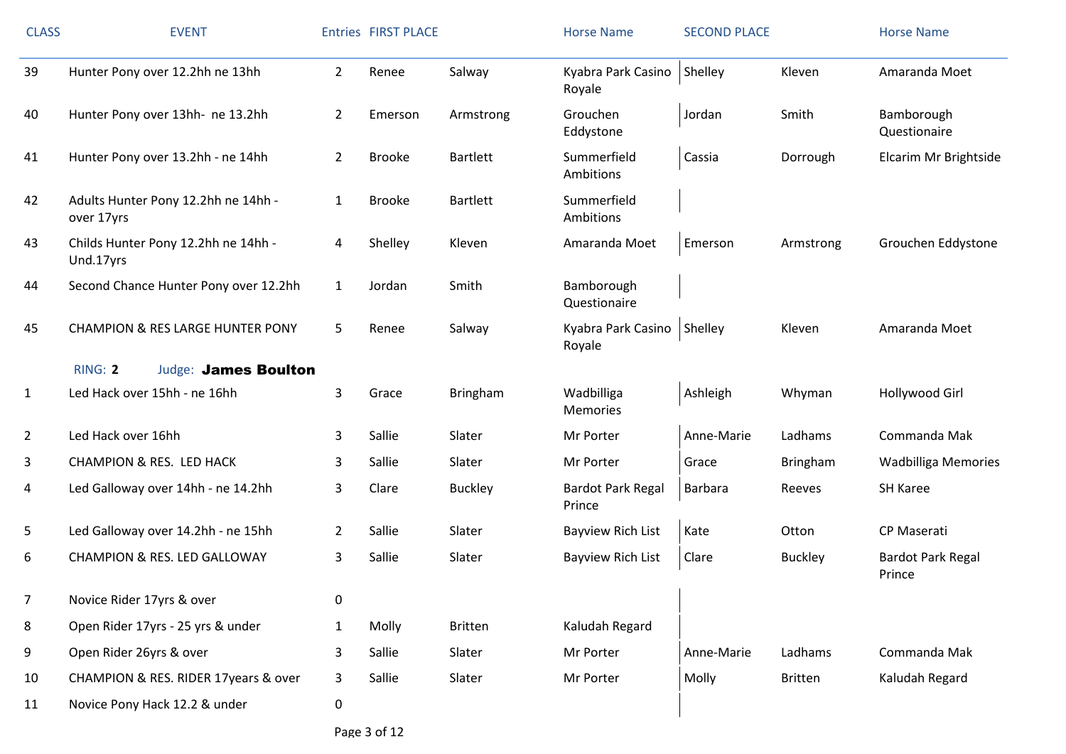| CLASS | EVENT | Entries | FIRST PLACE | | Horse Name | SECOND PLACE | | Horse Name |
|---|---|---|---|---|---|---|---|---|
| 39 | Hunter Pony over 12.2hh ne 13hh | 2 | Renee | Salway | Kyabra Park Casino Royale | Shelley | Kleven | Amaranda Moet |
| 40 | Hunter Pony over 13hh- ne 13.2hh | 2 | Emerson | Armstrong | Grouchen Eddystone | Jordan | Smith | Bamborough Questionaire |
| 41 | Hunter Pony over 13.2hh - ne 14hh | 2 | Brooke | Bartlett | Summerfield Ambitions | Cassia | Dorrough | Elcarim Mr Brightside |
| 42 | Adults Hunter Pony 12.2hh ne 14hh - over 17yrs | 1 | Brooke | Bartlett | Summerfield Ambitions | | | |
| 43 | Childs Hunter Pony 12.2hh ne 14hh - Und.17yrs | 4 | Shelley | Kleven | Amaranda Moet | Emerson | Armstrong | Grouchen Eddystone |
| 44 | Second Chance Hunter Pony over 12.2hh | 1 | Jordan | Smith | Bamborough Questionaire | | | |
| 45 | CHAMPION & RES LARGE HUNTER PONY | 5 | Renee | Salway | Kyabra Park Casino Royale | Shelley | Kleven | Amaranda Moet |
| | RING: **2** Judge: **James Boulton** | | | | | | | |
| 1 | Led Hack over 15hh - ne 16hh | 3 | Grace | Bringham | Wadbilliga Memories | Ashleigh | Whyman | Hollywood Girl |
| 2 | Led Hack over 16hh | 3 | Sallie | Slater | Mr Porter | Anne-Marie | Ladhams | Commanda Mak |
| 3 | CHAMPION & RES. LED HACK | 3 | Sallie | Slater | Mr Porter | Grace | Bringham | Wadbilliga Memories |
| 4 | Led Galloway over 14hh - ne 14.2hh | 3 | Clare | Buckley | Bardot Park Regal Prince | Barbara | Reeves | SH Karee |
| 5 | Led Galloway over 14.2hh - ne 15hh | 2 | Sallie | Slater | Bayview Rich List | Kate | Otton | CP Maserati |
| 6 | CHAMPION & RES. LED GALLOWAY | 3 | Sallie | Slater | Bayview Rich List | Clare | Buckley | Bardot Park Regal Prince |
| 7 | Novice Rider 17yrs & over | 0 | | | | | | |
| 8 | Open Rider 17yrs - 25 yrs & under | 1 | Molly | Britten | Kaludah Regard | | | |
| 9 | Open Rider 26yrs & over | 3 | Sallie | Slater | Mr Porter | Anne-Marie | Ladhams | Commanda Mak |
| 10 | CHAMPION & RES. RIDER 17years & over | 3 | Sallie | Slater | Mr Porter | Molly | Britten | Kaludah Regard |
| 11 | Novice Pony Hack 12.2 & under | 0 | | | | | | |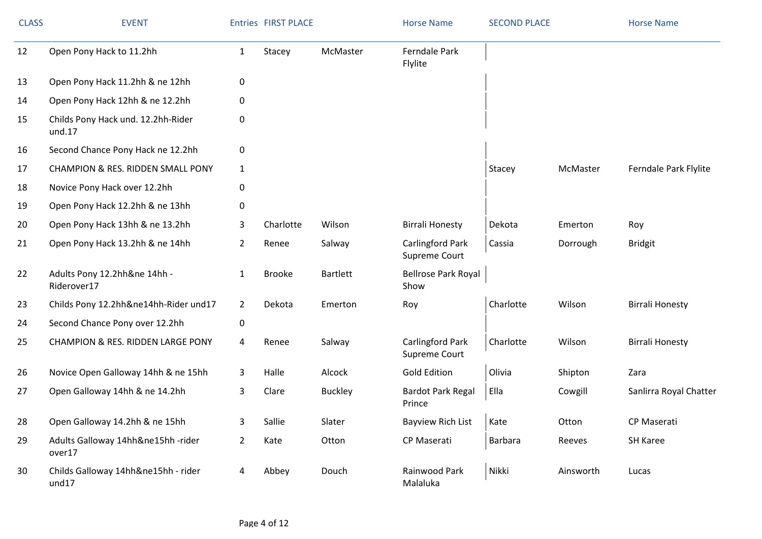| CLASS | EVENT | Entries | FIRST PLACE | | Horse Name | SECOND PLACE | | Horse Name |
|---|---|---|---|---|---|---|---|---|
| 12 | Open Pony Hack to 11.2hh | 1 | Stacey | McMaster | Ferndale Park Flylite | | | |
| 13 | Open Pony Hack 11.2hh & ne 12hh | 0 | | | | | | |
| 14 | Open Pony Hack 12hh & ne 12.2hh | 0 | | | | | | |
| 15 | Childs Pony Hack und. 12.2hh-Rider und.17 | 0 | | | | | | |
| 16 | Second Chance Pony Hack ne 12.2hh | 0 | | | | | | |
| 17 | CHAMPION & RES. RIDDEN SMALL PONY | 1 | | | | Stacey | McMaster | Ferndale Park Flylite |
| 18 | Novice Pony Hack over 12.2hh | 0 | | | | | | |
| 19 | Open Pony Hack 12.2hh & ne 13hh | 0 | | | | | | |
| 20 | Open Pony Hack 13hh & ne 13.2hh | 3 | Charlotte | Wilson | Birrali Honesty | Dekota | Emerton | Roy |
| 21 | Open Pony Hack 13.2hh & ne 14hh | 2 | Renee | Salway | Carlingford Park Supreme Court | Cassia | Dorrough | Bridgit |
| 22 | Adults Pony 12.2hh&ne 14hh - Riderover17 | 1 | Brooke | Bartlett | Bellrose Park Royal Show | | | |
| 23 | Childs Pony 12.2hh&ne14hh-Rider und17 | 2 | Dekota | Emerton | Roy | Charlotte | Wilson | Birrali Honesty |
| 24 | Second Chance Pony over 12.2hh | 0 | | | | | | |
| 25 | CHAMPION & RES. RIDDEN LARGE PONY | 4 | Renee | Salway | Carlingford Park Supreme Court | Charlotte | Wilson | Birrali Honesty |
| 26 | Novice Open Galloway 14hh & ne 15hh | 3 | Halle | Alcock | Gold Edition | Olivia | Shipton | Zara |
| 27 | Open Galloway 14hh & ne 14.2hh | 3 | Clare | Buckley | Bardot Park Regal Prince | Ella | Cowgill | Sanlirra Royal Chatter |
| 28 | Open Galloway 14.2hh & ne 15hh | 3 | Sallie | Slater | Bayview Rich List | Kate | Otton | CP Maserati |
| 29 | Adults Galloway 14hh&ne15hh -rider over17 | 2 | Kate | Otton | CP Maserati | Barbara | Reeves | SH Karee |
| 30 | Childs Galloway 14hh&ne15hh - rider und17 | 4 | Abbey | Douch | Rainwood Park Malaluka | Nikki | Ainsworth | Lucas |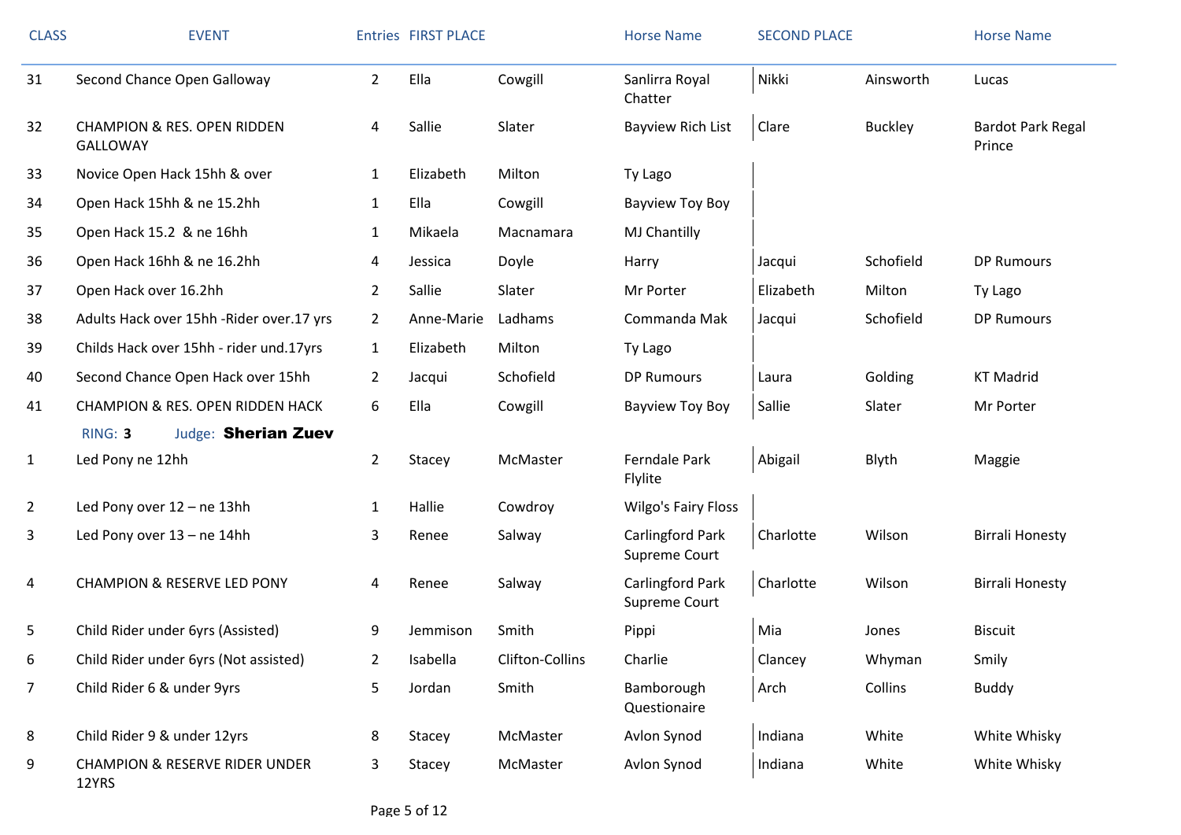| CLASS | EVENT | Entries | FIRST PLACE | | Horse Name | SECOND PLACE | | Horse Name |
|---|---|---|---|---|---|---|---|---|
| 31 | Second Chance Open Galloway | 2 | Ella | Cowgill | Sanlirra Royal Chatter | Nikki | Ainsworth | Lucas |
| 32 | CHAMPION & RES. OPEN RIDDEN GALLOWAY | 4 | Sallie | Slater | Bayview Rich List | Clare | Buckley | Bardot Park Regal Prince |
| 33 | Novice Open Hack 15hh & over | 1 | Elizabeth | Milton | Ty Lago | | | |
| 34 | Open Hack 15hh & ne 15.2hh | 1 | Ella | Cowgill | Bayview Toy Boy | | | |
| 35 | Open Hack 15.2 & ne 16hh | 1 | Mikaela | Macnamara | MJ Chantilly | | | |
| 36 | Open Hack 16hh & ne 16.2hh | 4 | Jessica | Doyle | Harry | Jacqui | Schofield | DP Rumours |
| 37 | Open Hack over 16.2hh | 2 | Sallie | Slater | Mr Porter | Elizabeth | Milton | Ty Lago |
| 38 | Adults Hack over 15hh -Rider over.17 yrs | 2 | Anne-Marie | Ladhams | Commanda Mak | Jacqui | Schofield | DP Rumours |
| 39 | Childs Hack over 15hh - rider und.17yrs | 1 | Elizabeth | Milton | Ty Lago | | | |
| 40 | Second Chance Open Hack over 15hh | 2 | Jacqui | Schofield | DP Rumours | Laura | Golding | KT Madrid |
| 41 | CHAMPION & RES. OPEN RIDDEN HACK | 6 | Ella | Cowgill | Bayview Toy Boy | Sallie | Slater | Mr Porter |

RING: **3** Judge: **Sherian Zuev**

| CLASS | EVENT | Entries | FIRST PLACE | | Horse Name | SECOND PLACE | | Horse Name |
|---|---|---|---|---|---|---|---|---|
| 1 | Led Pony ne 12hh | 2 | Stacey | McMaster | Ferndale Park Flylite | Abigail | Blyth | Maggie |
| 2 | Led Pony over 12 – ne 13hh | 1 | Hallie | Cowdroy | Wilgo's Fairy Floss | | | |
| 3 | Led Pony over 13 – ne 14hh | 3 | Renee | Salway | Carlingford Park Supreme Court | Charlotte | Wilson | Birrali Honesty |
| 4 | CHAMPION & RESERVE LED PONY | 4 | Renee | Salway | Carlingford Park Supreme Court | Charlotte | Wilson | Birrali Honesty |
| 5 | Child Rider under 6yrs (Assisted) | 9 | Jemmison | Smith | Pippi | Mia | Jones | Biscuit |
| 6 | Child Rider under 6yrs (Not assisted) | 2 | Isabella | Clifton-Collins | Charlie | Clancey | Whyman | Smily |
| 7 | Child Rider 6 & under 9yrs | 5 | Jordan | Smith | Bamborough Questionaire | Arch | Collins | Buddy |
| 8 | Child Rider 9 & under 12yrs | 8 | Stacey | McMaster | Avlon Synod | Indiana | White | White Whisky |
| 9 | CHAMPION & RESERVE RIDER UNDER 12YRS | 3 | Stacey | McMaster | Avlon Synod | Indiana | White | White Whisky |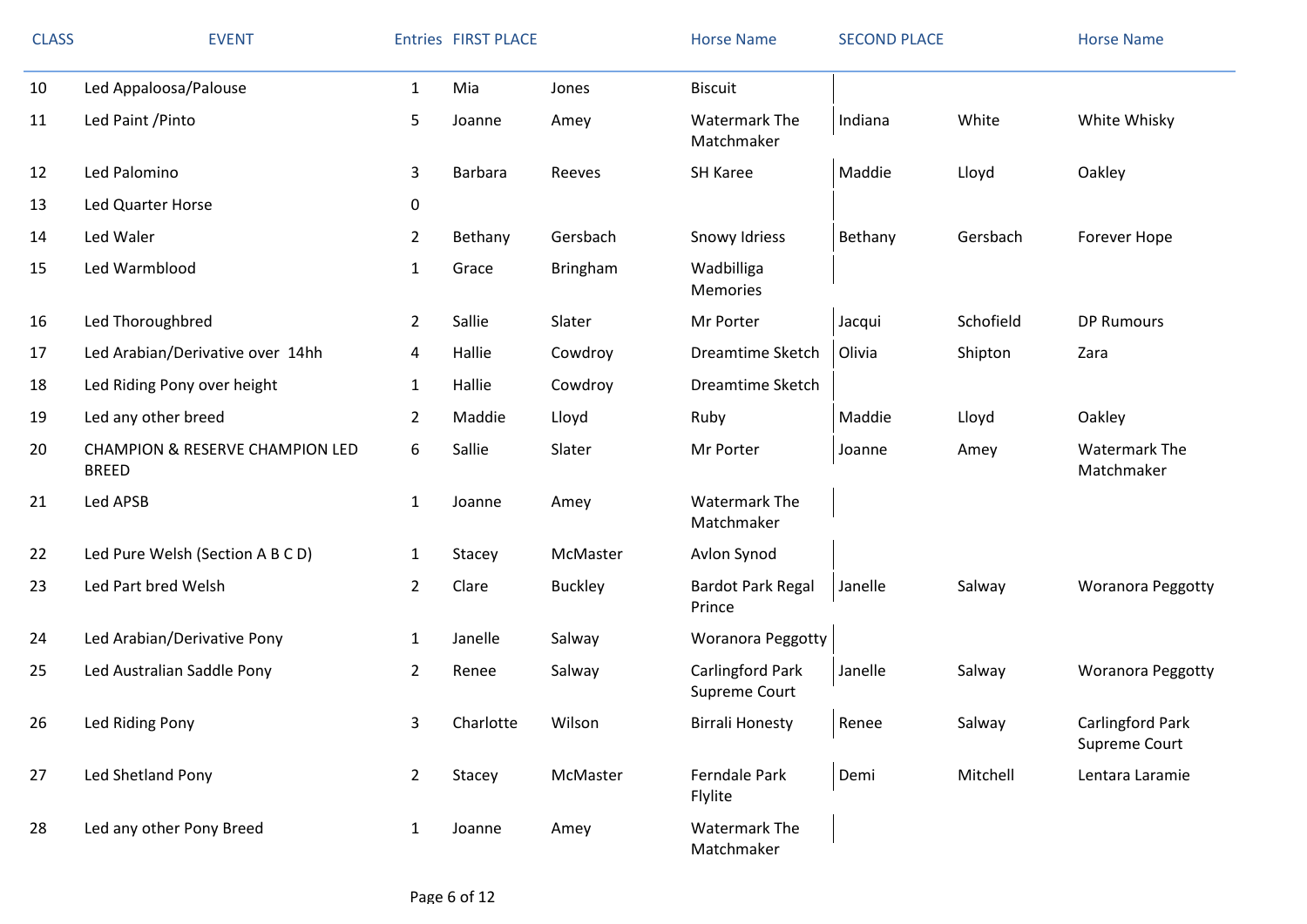| CLASS | EVENT | Entries | FIRST PLACE | | Horse Name | SECOND PLACE | | Horse Name |
|---|---|---|---|---|---|---|---|---|
| 10 | Led Appaloosa/Palouse | 1 | Mia | Jones | Biscuit | | | |
| 11 | Led Paint /Pinto | 5 | Joanne | Amey | Watermark The Matchmaker | Indiana | White | White Whisky |
| 12 | Led Palomino | 3 | Barbara | Reeves | SH Karee | Maddie | Lloyd | Oakley |
| 13 | Led Quarter Horse | 0 | | | | | | |
| 14 | Led Waler | 2 | Bethany | Gersbach | Snowy Idriess | Bethany | Gersbach | Forever Hope |
| 15 | Led Warmblood | 1 | Grace | Bringham | Wadbilliga Memories | | | |
| 16 | Led Thoroughbred | 2 | Sallie | Slater | Mr Porter | Jacqui | Schofield | DP Rumours |
| 17 | Led Arabian/Derivative over 14hh | 4 | Hallie | Cowdroy | Dreamtime Sketch | Olivia | Shipton | Zara |
| 18 | Led Riding Pony over height | 1 | Hallie | Cowdroy | Dreamtime Sketch | | | |
| 19 | Led any other breed | 2 | Maddie | Lloyd | Ruby | Maddie | Lloyd | Oakley |
| 20 | CHAMPION & RESERVE CHAMPION LED BREED | 6 | Sallie | Slater | Mr Porter | Joanne | Amey | Watermark The Matchmaker |
| 21 | Led APSB | 1 | Joanne | Amey | Watermark The Matchmaker | | | |
| 22 | Led Pure Welsh (Section A B C D) | 1 | Stacey | McMaster | Avlon Synod | | | |
| 23 | Led Part bred Welsh | 2 | Clare | Buckley | Bardot Park Regal Prince | Janelle | Salway | Woranora Peggotty |
| 24 | Led Arabian/Derivative Pony | 1 | Janelle | Salway | Woranora Peggotty | | | |
| 25 | Led Australian Saddle Pony | 2 | Renee | Salway | Carlingford Park Supreme Court | Janelle | Salway | Woranora Peggotty |
| 26 | Led Riding Pony | 3 | Charlotte | Wilson | Birrali Honesty | Renee | Salway | Carlingford Park Supreme Court |
| 27 | Led Shetland Pony | 2 | Stacey | McMaster | Ferndale Park Flylite | Demi | Mitchell | Lentara Laramie |
| 28 | Led any other Pony Breed | 1 | Joanne | Amey | Watermark The Matchmaker | | | |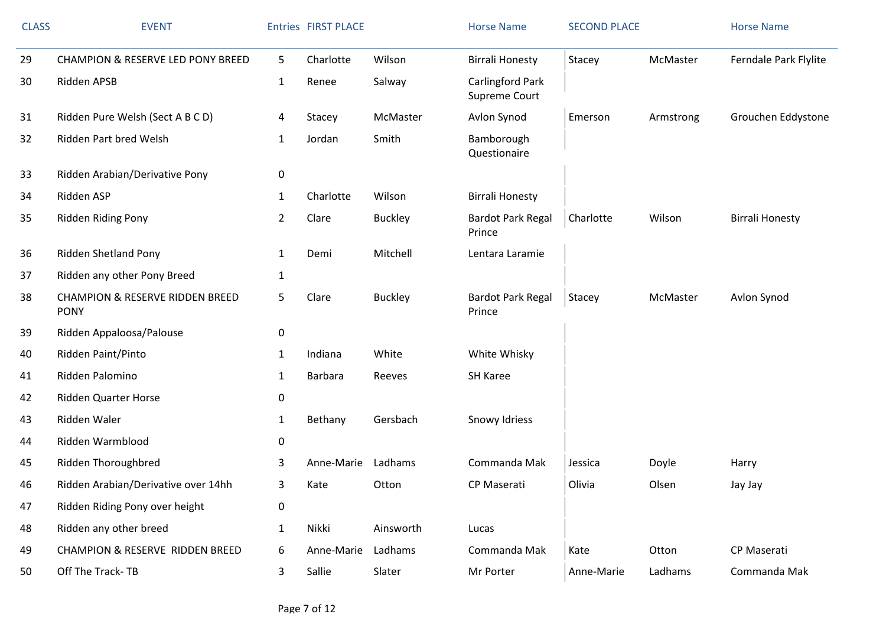| CLASS | EVENT | Entries | FIRST PLACE | | Horse Name | SECOND PLACE | | Horse Name |
|---|---|---|---|---|---|---|---|---|
| 29 | CHAMPION & RESERVE LED PONY BREED | 5 | Charlotte | Wilson | Birrali Honesty | Stacey | McMaster | Ferndale Park Flylite |
| 30 | Ridden APSB | 1 | Renee | Salway | Carlingford Park Supreme Court | | | |
| 31 | Ridden Pure Welsh (Sect A B C D) | 4 | Stacey | McMaster | Avlon Synod | Emerson | Armstrong | Grouchen Eddystone |
| 32 | Ridden Part bred Welsh | 1 | Jordan | Smith | Bamborough Questionaire | | | |
| 33 | Ridden Arabian/Derivative Pony | 0 | | | | | | |
| 34 | Ridden ASP | 1 | Charlotte | Wilson | Birrali Honesty | | | |
| 35 | Ridden Riding Pony | 2 | Clare | Buckley | Bardot Park Regal Prince | Charlotte | Wilson | Birrali Honesty |
| 36 | Ridden Shetland Pony | 1 | Demi | Mitchell | Lentara Laramie | | | |
| 37 | Ridden any other Pony Breed | 1 | | | | | | |
| 38 | CHAMPION & RESERVE RIDDEN BREED PONY | 5 | Clare | Buckley | Bardot Park Regal Prince | Stacey | McMaster | Avlon Synod |
| 39 | Ridden Appaloosa/Palouse | 0 | | | | | | |
| 40 | Ridden Paint/Pinto | 1 | Indiana | White | White Whisky | | | |
| 41 | Ridden Palomino | 1 | Barbara | Reeves | SH Karee | | | |
| 42 | Ridden Quarter Horse | 0 | | | | | | |
| 43 | Ridden Waler | 1 | Bethany | Gersbach | Snowy Idriess | | | |
| 44 | Ridden Warmblood | 0 | | | | | | |
| 45 | Ridden Thoroughbred | 3 | Anne-Marie | Ladhams | Commanda Mak | Jessica | Doyle | Harry |
| 46 | Ridden Arabian/Derivative over 14hh | 3 | Kate | Otton | CP Maserati | Olivia | Olsen | Jay Jay |
| 47 | Ridden Riding Pony over height | 0 | | | | | | |
| 48 | Ridden any other breed | 1 | Nikki | Ainsworth | Lucas | | | |
| 49 | CHAMPION & RESERVE RIDDEN BREED | 6 | Anne-Marie | Ladhams | Commanda Mak | Kate | Otton | CP Maserati |
| 50 | Off The Track- TB | 3 | Sallie | Slater | Mr Porter | Anne-Marie | Ladhams | Commanda Mak |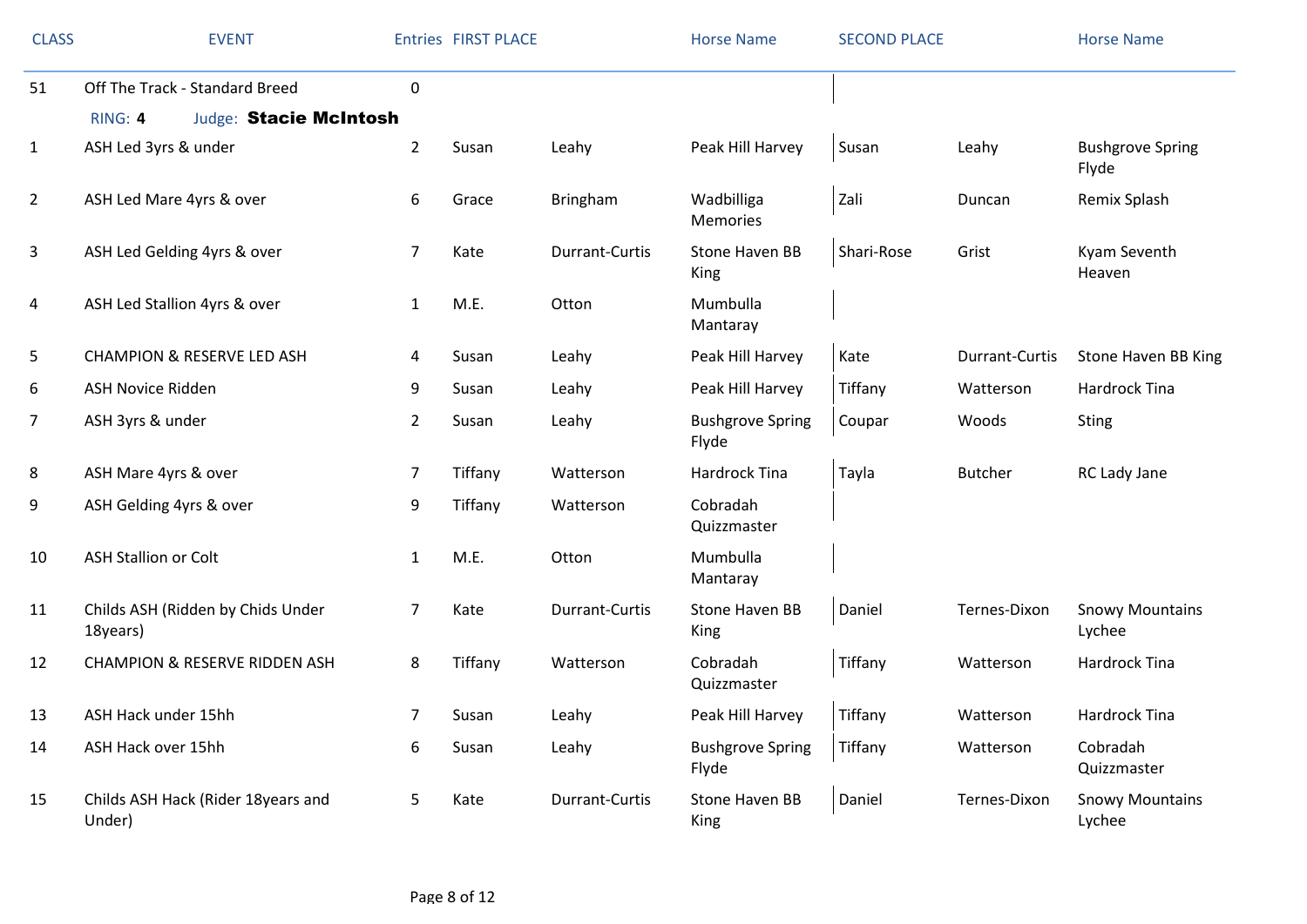| CLASS | EVENT | Entries | FIRST PLACE | | Horse Name | SECOND PLACE | | Horse Name |
|---|---|---|---|---|---|---|---|---|
| 51 | Off The Track - Standard Breed | 0 | | | | | | |
| | RING: **4** Judge: **Stacie McIntosh** | | | | | | | |
| 1 | ASH Led 3yrs & under | 2 | Susan | Leahy | Peak Hill Harvey | Susan | Leahy | Bushgrove Spring Flyde |
| 2 | ASH Led Mare 4yrs & over | 6 | Grace | Bringham | Wadbilliga Memories | Zali | Duncan | Remix Splash |
| 3 | ASH Led Gelding 4yrs & over | 7 | Kate | Durrant-Curtis | Stone Haven BB King | Shari-Rose | Grist | Kyam Seventh Heaven |
| 4 | ASH Led Stallion 4yrs & over | 1 | M.E. | Otton | Mumbulla Mantaray | | | |
| 5 | CHAMPION & RESERVE LED ASH | 4 | Susan | Leahy | Peak Hill Harvey | Kate | Durrant-Curtis | Stone Haven BB King |
| 6 | ASH Novice Ridden | 9 | Susan | Leahy | Peak Hill Harvey | Tiffany | Watterson | Hardrock Tina |
| 7 | ASH 3yrs & under | 2 | Susan | Leahy | Bushgrove Spring Flyde | Coupar | Woods | Sting |
| 8 | ASH Mare 4yrs & over | 7 | Tiffany | Watterson | Hardrock Tina | Tayla | Butcher | RC Lady Jane |
| 9 | ASH Gelding 4yrs & over | 9 | Tiffany | Watterson | Cobradah Quizzmaster | | | |
| 10 | ASH Stallion or Colt | 1 | M.E. | Otton | Mumbulla Mantaray | | | |
| 11 | Childs ASH (Ridden by Chids Under 18years) | 7 | Kate | Durrant-Curtis | Stone Haven BB King | Daniel | Ternes-Dixon | Snowy Mountains Lychee |
| 12 | CHAMPION & RESERVE RIDDEN ASH | 8 | Tiffany | Watterson | Cobradah Quizzmaster | Tiffany | Watterson | Hardrock Tina |
| 13 | ASH Hack under 15hh | 7 | Susan | Leahy | Peak Hill Harvey | Tiffany | Watterson | Hardrock Tina |
| 14 | ASH Hack over 15hh | 6 | Susan | Leahy | Bushgrove Spring Flyde | Tiffany | Watterson | Cobradah Quizzmaster |
| 15 | Childs ASH Hack (Rider 18years and Under) | 5 | Kate | Durrant-Curtis | Stone Haven BB King | Daniel | Ternes-Dixon | Snowy Mountains Lychee |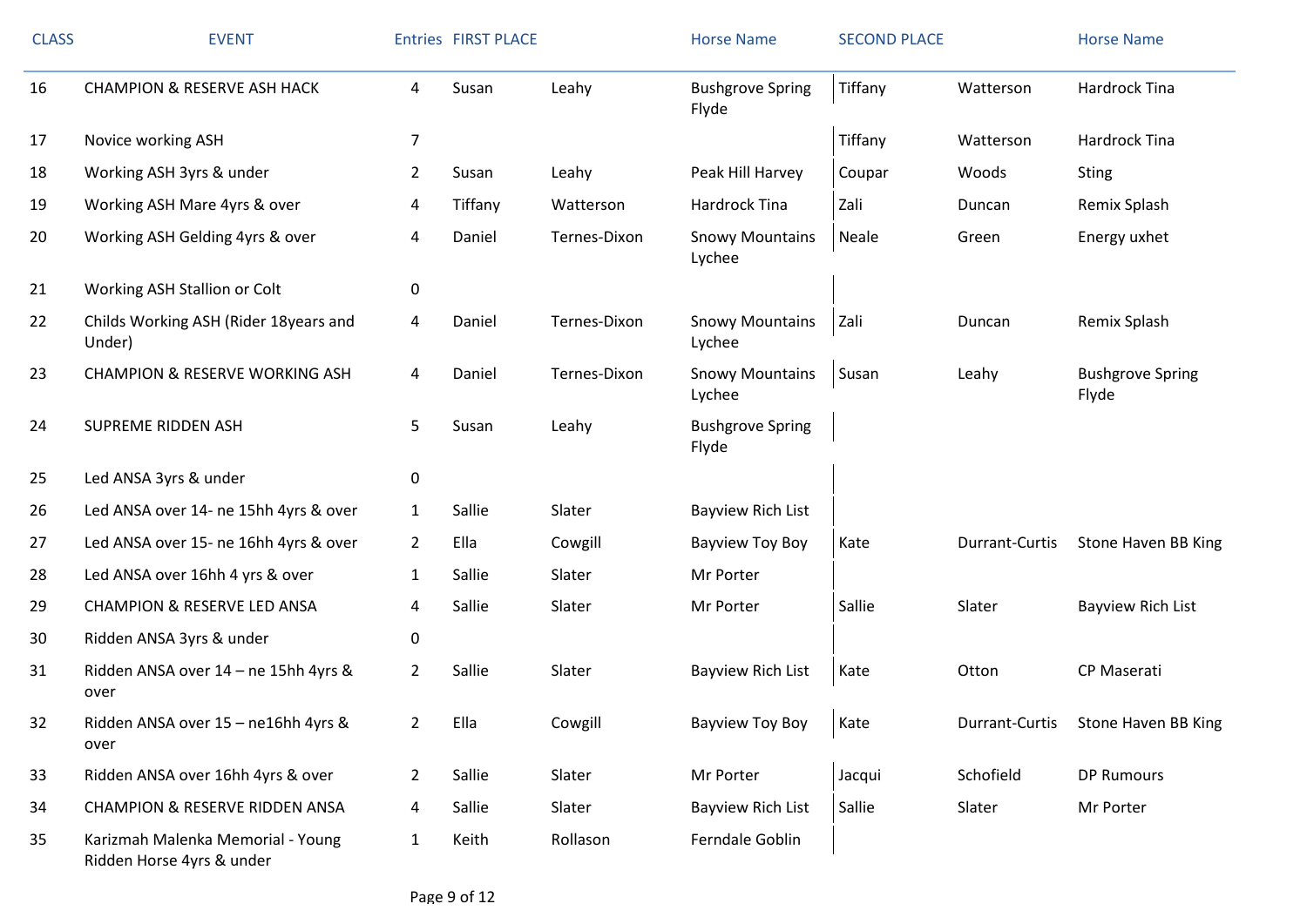| CLASS | EVENT | Entries | FIRST PLACE | | Horse Name | SECOND PLACE | | Horse Name |
|---|---|---|---|---|---|---|---|---|
| 16 | CHAMPION & RESERVE ASH HACK | 4 | Susan | Leahy | Bushgrove Spring Flyde | Tiffany | Watterson | Hardrock Tina |
| 17 | Novice working ASH | 7 | | | | Tiffany | Watterson | Hardrock Tina |
| 18 | Working ASH 3yrs & under | 2 | Susan | Leahy | Peak Hill Harvey | Coupar | Woods | Sting |
| 19 | Working ASH Mare 4yrs & over | 4 | Tiffany | Watterson | Hardrock Tina | Zali | Duncan | Remix Splash |
| 20 | Working ASH Gelding 4yrs & over | 4 | Daniel | Ternes-Dixon | Snowy Mountains Lychee | Neale | Green | Energy uxhet |
| 21 | Working ASH Stallion or Colt | 0 | | | | | | |
| 22 | Childs Working ASH (Rider 18years and Under) | 4 | Daniel | Ternes-Dixon | Snowy Mountains Lychee | Zali | Duncan | Remix Splash |
| 23 | CHAMPION & RESERVE WORKING ASH | 4 | Daniel | Ternes-Dixon | Snowy Mountains Lychee | Susan | Leahy | Bushgrove Spring Flyde |
| 24 | SUPREME RIDDEN ASH | 5 | Susan | Leahy | Bushgrove Spring Flyde | | | |
| 25 | Led ANSA 3yrs & under | 0 | | | | | | |
| 26 | Led ANSA over 14- ne 15hh 4yrs & over | 1 | Sallie | Slater | Bayview Rich List | | | |
| 27 | Led ANSA over 15- ne 16hh 4yrs & over | 2 | Ella | Cowgill | Bayview Toy Boy | Kate | Durrant-Curtis | Stone Haven BB King |
| 28 | Led ANSA over 16hh 4 yrs & over | 1 | Sallie | Slater | Mr Porter | | | |
| 29 | CHAMPION & RESERVE LED ANSA | 4 | Sallie | Slater | Mr Porter | Sallie | Slater | Bayview Rich List |
| 30 | Ridden ANSA 3yrs & under | 0 | | | | | | |
| 31 | Ridden ANSA over 14 – ne 15hh 4yrs & over | 2 | Sallie | Slater | Bayview Rich List | Kate | Otton | CP Maserati |
| 32 | Ridden ANSA over 15 – ne16hh 4yrs & over | 2 | Ella | Cowgill | Bayview Toy Boy | Kate | Durrant-Curtis | Stone Haven BB King |
| 33 | Ridden ANSA over 16hh 4yrs & over | 2 | Sallie | Slater | Mr Porter | Jacqui | Schofield | DP Rumours |
| 34 | CHAMPION & RESERVE RIDDEN ANSA | 4 | Sallie | Slater | Bayview Rich List | Sallie | Slater | Mr Porter |
| 35 | Karizmah Malenka Memorial - Young Ridden Horse 4yrs & under | 1 | Keith | Rollason | Ferndale Goblin | | | |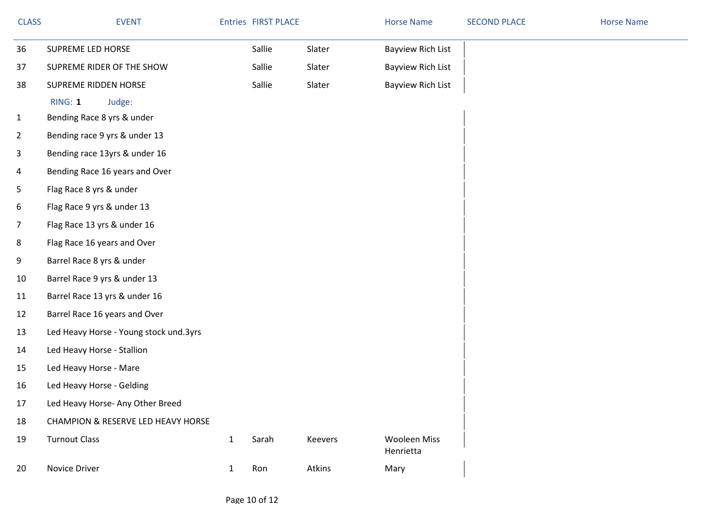| CLASS | EVENT | Entries | FIRST PLACE | | Horse Name | SECOND PLACE | | Horse Name |
|---|---|---|---|---|---|---|---|---|
| 36 | SUPREME LED HORSE | | Sallie | Slater | Bayview Rich List | | | |
| 37 | SUPREME RIDER OF THE SHOW | | Sallie | Slater | Bayview Rich List | | | |
| 38 | SUPREME RIDDEN HORSE | | Sallie | Slater | Bayview Rich List | | | |
| | RING: **1** Judge: | | | | | | | |
| 1 | Bending Race 8 yrs & under | | | | | | | |
| 2 | Bending race 9 yrs & under 13 | | | | | | | |
| 3 | Bending race 13yrs & under 16 | | | | | | | |
| 4 | Bending Race 16 years and Over | | | | | | | |
| 5 | Flag Race 8 yrs & under | | | | | | | |
| 6 | Flag Race 9 yrs & under 13 | | | | | | | |
| 7 | Flag Race 13 yrs & under 16 | | | | | | | |
| 8 | Flag Race 16 years and Over | | | | | | | |
| 9 | Barrel Race 8 yrs & under | | | | | | | |
| 10 | Barrel Race 9 yrs & under 13 | | | | | | | |
| 11 | Barrel Race 13 yrs & under 16 | | | | | | | |
| 12 | Barrel Race 16 years and Over | | | | | | | |
| 13 | Led Heavy Horse - Young stock und.3yrs | | | | | | | |
| 14 | Led Heavy Horse - Stallion | | | | | | | |
| 15 | Led Heavy Horse - Mare | | | | | | | |
| 16 | Led Heavy Horse - Gelding | | | | | | | |
| 17 | Led Heavy Horse- Any Other Breed | | | | | | | |
| 18 | CHAMPION & RESERVE LED HEAVY HORSE | | | | | | | |
| 19 | Turnout Class | 1 | Sarah | Keevers | Wooleen Miss Henrietta | | | |
| 20 | Novice Driver | 1 | Ron | Atkins | Mary | | | |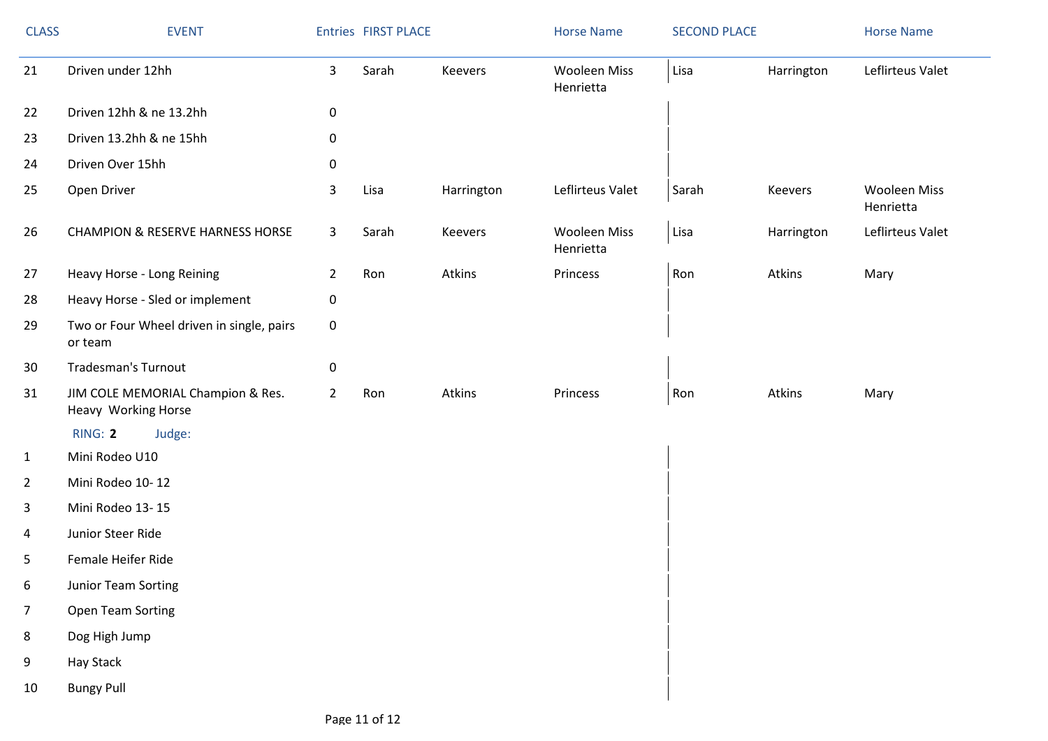| CLASS | EVENT | Entries | FIRST PLACE | | Horse Name | SECOND PLACE | | Horse Name |
|---|---|---|---|---|---|---|---|---|
| 21 | Driven under 12hh | 3 | Sarah | Keevers | Wooleen Miss Henrietta | Lisa | Harrington | Leflirteus Valet |
| 22 | Driven 12hh & ne 13.2hh | 0 | | | | | | |
| 23 | Driven 13.2hh & ne 15hh | 0 | | | | | | |
| 24 | Driven Over 15hh | 0 | | | | | | |
| 25 | Open Driver | 3 | Lisa | Harrington | Leflirteus Valet | Sarah | Keevers | Wooleen Miss Henrietta |
| 26 | CHAMPION & RESERVE HARNESS HORSE | 3 | Sarah | Keevers | Wooleen Miss Henrietta | Lisa | Harrington | Leflirteus Valet |
| 27 | Heavy Horse - Long Reining | 2 | Ron | Atkins | Princess | Ron | Atkins | Mary |
| 28 | Heavy Horse - Sled or implement | 0 | | | | | | |
| 29 | Two or Four Wheel driven in single, pairs or team | 0 | | | | | | |
| 30 | Tradesman's Turnout | 0 | | | | | | |
| 31 | JIM COLE MEMORIAL Champion & Res. Heavy Working Horse | 2 | Ron | Atkins | Princess | Ron | Atkins | Mary |

RING: **2** Judge:

| CLASS | EVENT | Entries | FIRST PLACE | | Horse Name | SECOND PLACE | | Horse Name |
|---|---|---|---|---|---|---|---|---|
| 1 | Mini Rodeo U10 | | | | | | | |
| 2 | Mini Rodeo 10- 12 | | | | | | | |
| 3 | Mini Rodeo 13- 15 | | | | | | | |
| 4 | Junior Steer Ride | | | | | | | |
| 5 | Female Heifer Ride | | | | | | | |
| 6 | Junior Team Sorting | | | | | | | |
| 7 | Open Team Sorting | | | | | | | |
| 8 | Dog High Jump | | | | | | | |
| 9 | Hay Stack | | | | | | | |
| 10 | Bungy Pull | | | | | | | |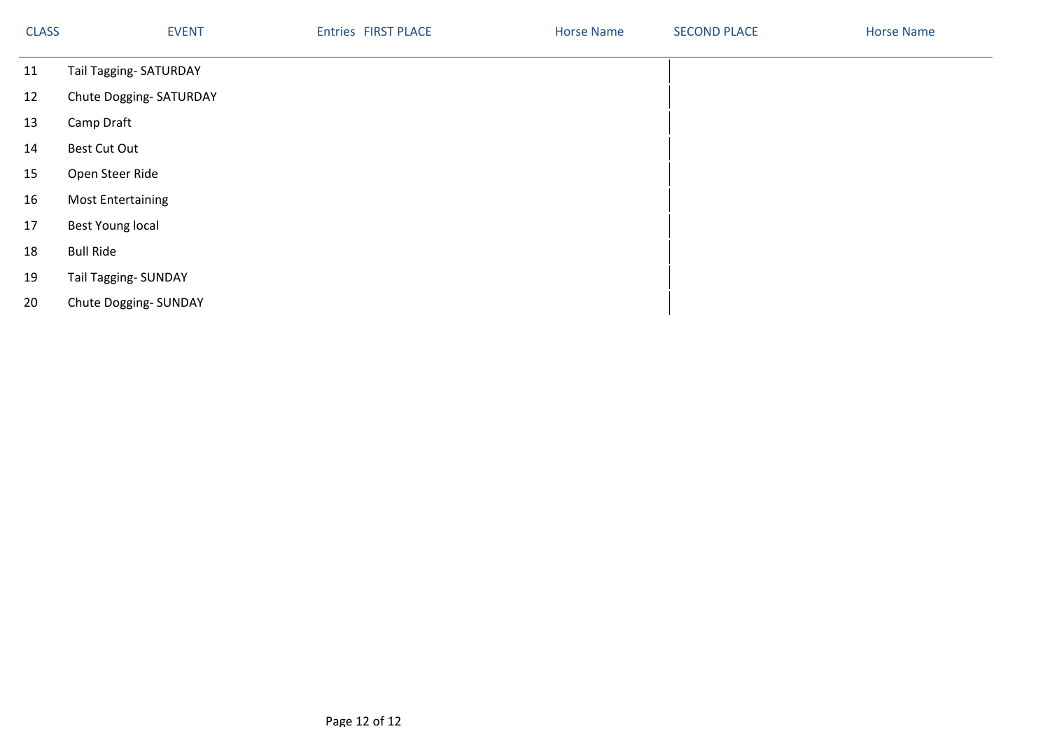| CLASS | EVENT | Entries | FIRST PLACE | Horse Name | SECOND PLACE | Horse Name |
|---|---|---|---|---|---|---|
| 11 | Tail Tagging- SATURDAY | | | | | |
| 12 | Chute Dogging- SATURDAY | | | | | |
| 13 | Camp Draft | | | | | |
| 14 | Best Cut Out | | | | | |
| 15 | Open Steer Ride | | | | | |
| 16 | Most Entertaining | | | | | |
| 17 | Best Young local | | | | | |
| 18 | Bull Ride | | | | | |
| 19 | Tail Tagging- SUNDAY | | | | | |
| 20 | Chute Dogging- SUNDAY | | | | | |